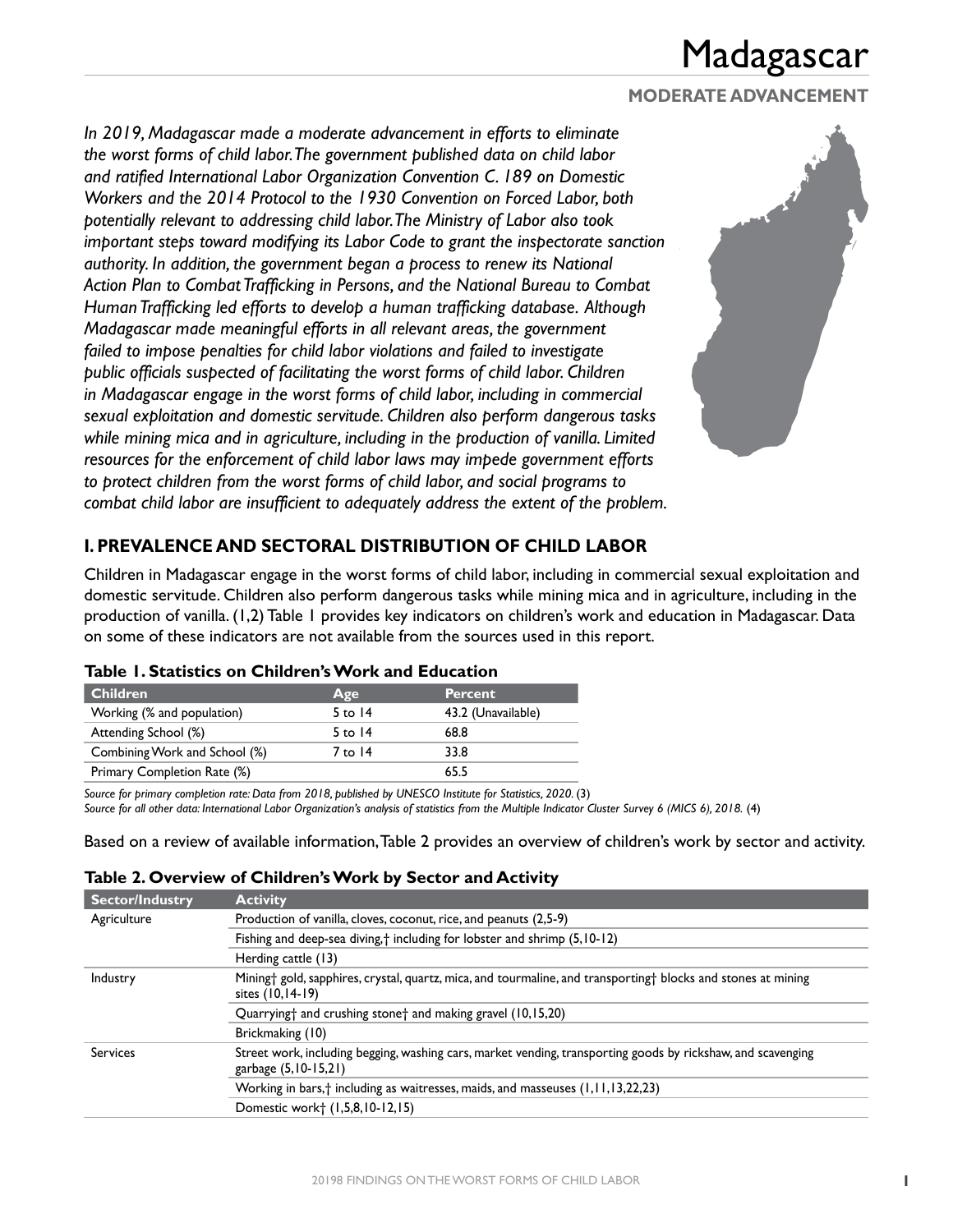# Madagascar

**MODERATE ADVANCEMENT**

*In 2019, Madagascar made a moderate advancement in efforts to eliminate the worst forms of child labor. The government published data on child labor and ratified International Labor Organization Convention C. 189 on Domestic Workers and the 2014 Protocol to the 1930 Convention on Forced Labor, both potentially relevant to addressing child labor. The Ministry of Labor also took important steps toward modifying its Labor Code to grant the inspectorate sanction authority. In addition, the government began a process to renew its National Action Plan to Combat Trafficking in Persons, and the National Bureau to Combat Human Trafficking led efforts to develop a human trafficking database. Although Madagascar made meaningful efforts in all relevant areas, the government failed to impose penalties for child labor violations and failed to investigate public officials suspected of facilitating the worst forms of child labor. Children in Madagascar engage in the worst forms of child labor, including in commercial sexual exploitation and domestic servitude. Children also perform dangerous tasks while mining mica and in agriculture, including in the production of vanilla. Limited resources for the enforcement of child labor laws may impede government efforts to protect children from the worst forms of child labor, and social programs to combat child labor are insufficient to adequately address the extent of the problem.*

## I. PREVALENCE AND SECTORAL DISTRIBUTION OF CHILD LABOR

Children in Madagascar engage in the worst forms of child labor, including in commercial sexual exploitation and domestic servitude. Children also perform dangerous tasks while mining mica and in agriculture, including in the production of vanilla. (1,2) Table 1 provides key indicators on children's work and education in Madagascar. Data on some of these indicators are not available from the sources used in this report.

**Table 1. Statistics on Children's Work and Education**

| Children | Age | Percent |
|---|---|---|
| Working (% and population) | 5 to 14 | 43.2 (Unavailable) |
| Attending School (%) | 5 to 14 | 68.8 |
| Combining Work and School (%) | 7 to 14 | 33.8 |
| Primary Completion Rate (%) | | 65.5 |

*Source for primary completion rate: Data from 2018, published by UNESCO Institute for Statistics, 2020.* (3)
*Source for all other data: International Labor Organization's analysis of statistics from the Multiple Indicator Cluster Survey 6 (MICS 6), 2018.* (4)

Based on a review of available information, Table 2 provides an overview of children's work by sector and activity.

**Table 2. Overview of Children's Work by Sector and Activity**

| Sector/Industry | Activity |
|---|---|
| Agriculture | Production of vanilla, cloves, coconut, rice, and peanuts (2,5-9) |
| | Fishing and deep-sea diving,† including for lobster and shrimp (5,10-12) |
| | Herding cattle (13) |
| Industry | Mining† gold, sapphires, crystal, quartz, mica, and tourmaline, and transporting† blocks and stones at mining sites (10,14-19) |
| | Quarrying† and crushing stone† and making gravel (10,15,20) |
| | Brickmaking (10) |
| Services | Street work, including begging, washing cars, market vending, transporting goods by rickshaw, and scavenging garbage (5,10-15,21) |
| | Working in bars,† including as waitresses, maids, and masseuses (1,11,13,22,23) |
| | Domestic work† (1,5,8,10-12,15) |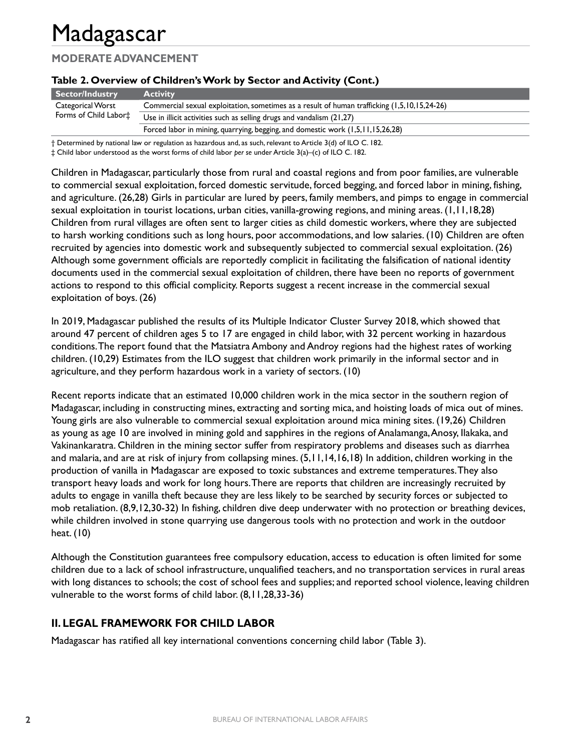# Madagascar

## MODERATE ADVANCEMENT

**Table 2. Overview of Children's Work by Sector and Activity (Cont.)**

| Sector/Industry | Activity |
|---|---|
| Categorical Worst Forms of Child Labor‡ | Commercial sexual exploitation, sometimes as a result of human trafficking (1,5,10,15,24-26) |
| | Use in illicit activities such as selling drugs and vandalism (21,27) |
| | Forced labor in mining, quarrying, begging, and domestic work (1,5,11,15,26,28) |

† Determined by national law or regulation as hazardous and, as such, relevant to Article 3(d) of ILO C. 182.
‡ Child labor understood as the worst forms of child labor *per se* under Article 3(a)–(c) of ILO C. 182.

Children in Madagascar, particularly those from rural and coastal regions and from poor families, are vulnerable to commercial sexual exploitation, forced domestic servitude, forced begging, and forced labor in mining, fishing, and agriculture. (26,28) Girls in particular are lured by peers, family members, and pimps to engage in commercial sexual exploitation in tourist locations, urban cities, vanilla-growing regions, and mining areas. (1,11,18,28) Children from rural villages are often sent to larger cities as child domestic workers, where they are subjected to harsh working conditions such as long hours, poor accommodations, and low salaries. (10) Children are often recruited by agencies into domestic work and subsequently subjected to commercial sexual exploitation. (26) Although some government officials are reportedly complicit in facilitating the falsification of national identity documents used in the commercial sexual exploitation of children, there have been no reports of government actions to respond to this official complicity. Reports suggest a recent increase in the commercial sexual exploitation of boys. (26)

In 2019, Madagascar published the results of its Multiple Indicator Cluster Survey 2018, which showed that around 47 percent of children ages 5 to 17 are engaged in child labor, with 32 percent working in hazardous conditions. The report found that the Matsiatra Ambony and Androy regions had the highest rates of working children. (10,29) Estimates from the ILO suggest that children work primarily in the informal sector and in agriculture, and they perform hazardous work in a variety of sectors. (10)

Recent reports indicate that an estimated 10,000 children work in the mica sector in the southern region of Madagascar, including in constructing mines, extracting and sorting mica, and hoisting loads of mica out of mines. Young girls are also vulnerable to commercial sexual exploitation around mica mining sites. (19,26) Children as young as age 10 are involved in mining gold and sapphires in the regions of Analamanga, Anosy, Ilakaka, and Vakinankaratra. Children in the mining sector suffer from respiratory problems and diseases such as diarrhea and malaria, and are at risk of injury from collapsing mines. (5,11,14,16,18) In addition, children working in the production of vanilla in Madagascar are exposed to toxic substances and extreme temperatures. They also transport heavy loads and work for long hours. There are reports that children are increasingly recruited by adults to engage in vanilla theft because they are less likely to be searched by security forces or subjected to mob retaliation. (8,9,12,30-32) In fishing, children dive deep underwater with no protection or breathing devices, while children involved in stone quarrying use dangerous tools with no protection and work in the outdoor heat. (10)

Although the Constitution guarantees free compulsory education, access to education is often limited for some children due to a lack of school infrastructure, unqualified teachers, and no transportation services in rural areas with long distances to schools; the cost of school fees and supplies; and reported school violence, leaving children vulnerable to the worst forms of child labor. (8,11,28,33-36)

## II. LEGAL FRAMEWORK FOR CHILD LABOR

Madagascar has ratified all key international conventions concerning child labor (Table 3).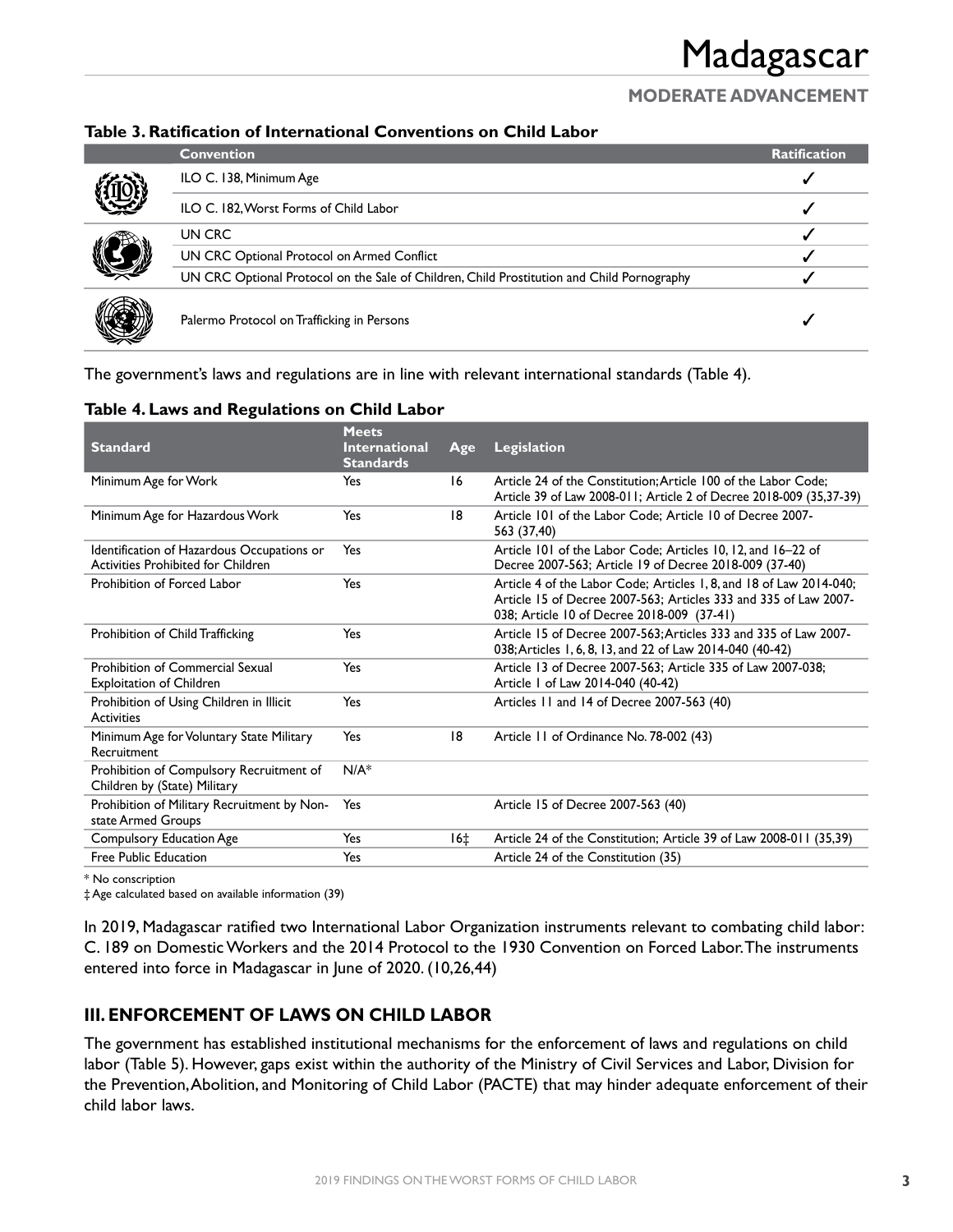**Table 3. Ratification of International Conventions on Child Labor**

| Convention | Ratification |
|---|---|
| ILO C. 138, Minimum Age | ✓ |
| ILO C. 182, Worst Forms of Child Labor | ✓ |
| UN CRC | ✓ |
| UN CRC Optional Protocol on Armed Conflict | ✓ |
| UN CRC Optional Protocol on the Sale of Children, Child Prostitution and Child Pornography | ✓ |
| Palermo Protocol on Trafficking in Persons | ✓ |

The government's laws and regulations are in line with relevant international standards (Table 4).

**Table 4. Laws and Regulations on Child Labor**

| Standard | Meets International Standards | Age | Legislation |
|---|---|---|---|
| Minimum Age for Work | Yes | 16 | Article 24 of the Constitution; Article 100 of the Labor Code; Article 39 of Law 2008-011; Article 2 of Decree 2018-009 (35,37-39) |
| Minimum Age for Hazardous Work | Yes | 18 | Article 101 of the Labor Code; Article 10 of Decree 2007-563 (37,40) |
| Identification of Hazardous Occupations or Activities Prohibited for Children | Yes | | Article 101 of the Labor Code; Articles 10, 12, and 16–22 of Decree 2007-563; Article 19 of Decree 2018-009 (37-40) |
| Prohibition of Forced Labor | Yes | | Article 4 of the Labor Code; Articles 1, 8, and 18 of Law 2014-040; Article 15 of Decree 2007-563; Articles 333 and 335 of Law 2007-038; Article 10 of Decree 2018-009 (37-41) |
| Prohibition of Child Trafficking | Yes | | Article 15 of Decree 2007-563; Articles 333 and 335 of Law 2007-038; Articles 1, 6, 8, 13, and 22 of Law 2014-040 (40-42) |
| Prohibition of Commercial Sexual Exploitation of Children | Yes | | Article 13 of Decree 2007-563; Article 335 of Law 2007-038; Article 1 of Law 2014-040 (40-42) |
| Prohibition of Using Children in Illicit Activities | Yes | | Articles 11 and 14 of Decree 2007-563 (40) |
| Minimum Age for Voluntary State Military Recruitment | Yes | 18 | Article 11 of Ordinance No. 78-002 (43) |
| Prohibition of Compulsory Recruitment of Children by (State) Military | N/A* | | |
| Prohibition of Military Recruitment by Non-state Armed Groups | Yes | | Article 15 of Decree 2007-563 (40) |
| Compulsory Education Age | Yes | 16‡ | Article 24 of the Constitution; Article 39 of Law 2008-011 (35,39) |
| Free Public Education | Yes | | Article 24 of the Constitution (35) |

\* No conscription

‡ Age calculated based on available information (39)

In 2019, Madagascar ratified two International Labor Organization instruments relevant to combating child labor: C. 189 on Domestic Workers and the 2014 Protocol to the 1930 Convention on Forced Labor. The instruments entered into force in Madagascar in June of 2020. (10,26,44)

## III. ENFORCEMENT OF LAWS ON CHILD LABOR

The government has established institutional mechanisms for the enforcement of laws and regulations on child labor (Table 5). However, gaps exist within the authority of the Ministry of Civil Services and Labor, Division for the Prevention, Abolition, and Monitoring of Child Labor (PACTE) that may hinder adequate enforcement of their child labor laws.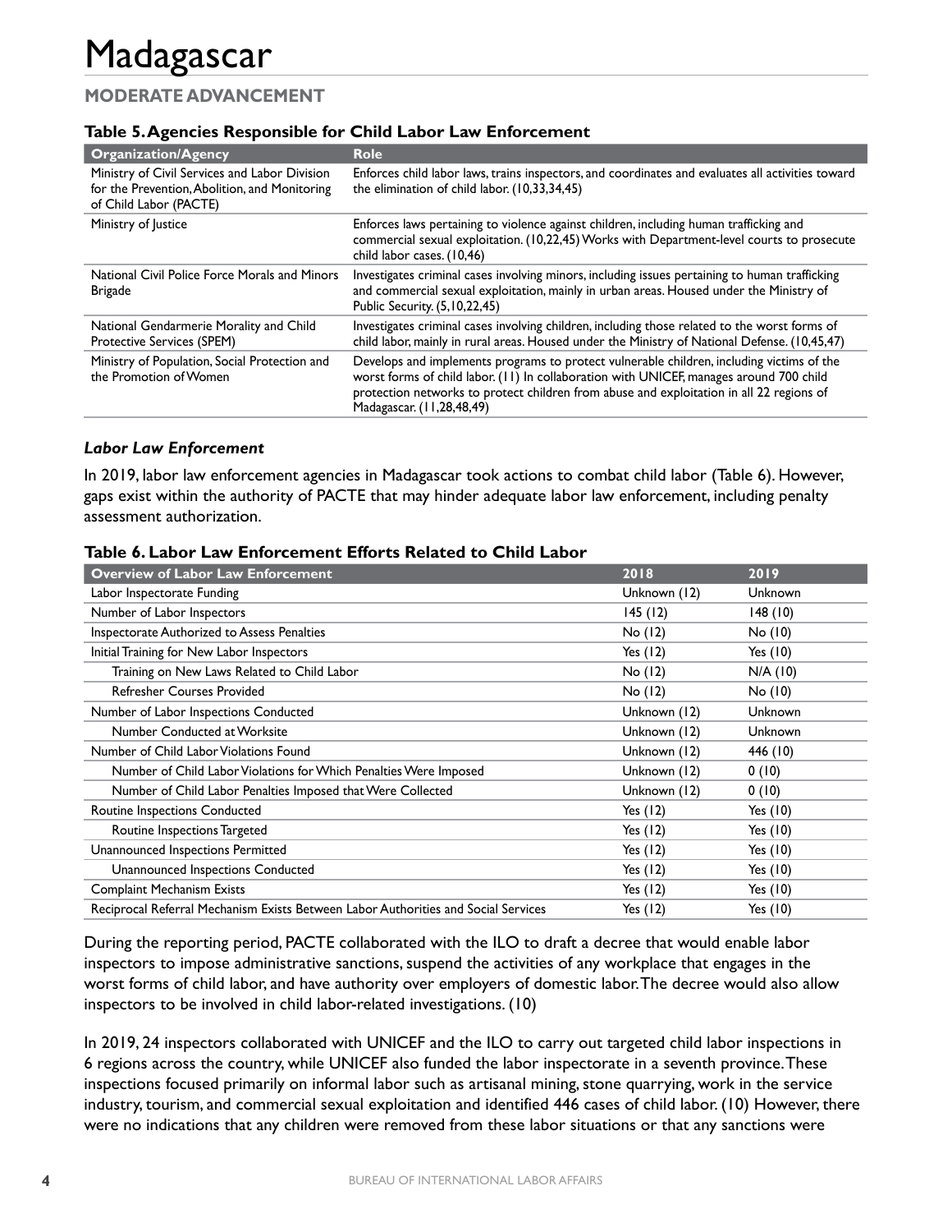# Madagascar

## MODERATE ADVANCEMENT

**Table 5. Agencies Responsible for Child Labor Law Enforcement**

| Organization/Agency | Role |
|---|---|
| Ministry of Civil Services and Labor Division for the Prevention, Abolition, and Monitoring of Child Labor (PACTE) | Enforces child labor laws, trains inspectors, and coordinates and evaluates all activities toward the elimination of child labor. (10,33,34,45) |
| Ministry of Justice | Enforces laws pertaining to violence against children, including human trafficking and commercial sexual exploitation. (10,22,45) Works with Department-level courts to prosecute child labor cases. (10,46) |
| National Civil Police Force Morals and Minors Brigade | Investigates criminal cases involving minors, including issues pertaining to human trafficking and commercial sexual exploitation, mainly in urban areas. Housed under the Ministry of Public Security. (5,10,22,45) |
| National Gendarmerie Morality and Child Protective Services (SPEM) | Investigates criminal cases involving children, including those related to the worst forms of child labor, mainly in rural areas. Housed under the Ministry of National Defense. (10,45,47) |
| Ministry of Population, Social Protection and the Promotion of Women | Develops and implements programs to protect vulnerable children, including victims of the worst forms of child labor. (11) In collaboration with UNICEF, manages around 700 child protection networks to protect children from abuse and exploitation in all 22 regions of Madagascar. (11,28,48,49) |

### *Labor Law Enforcement*

In 2019, labor law enforcement agencies in Madagascar took actions to combat child labor (Table 6). However, gaps exist within the authority of PACTE that may hinder adequate labor law enforcement, including penalty assessment authorization.

**Table 6. Labor Law Enforcement Efforts Related to Child Labor**

| Overview of Labor Law Enforcement | 2018 | 2019 |
|---|---|---|
| Labor Inspectorate Funding | Unknown (12) | Unknown |
| Number of Labor Inspectors | 145 (12) | 148 (10) |
| Inspectorate Authorized to Assess Penalties | No (12) | No (10) |
| Initial Training for New Labor Inspectors | Yes (12) | Yes (10) |
| Training on New Laws Related to Child Labor | No (12) | N/A (10) |
| Refresher Courses Provided | No (12) | No (10) |
| Number of Labor Inspections Conducted | Unknown (12) | Unknown |
| Number Conducted at Worksite | Unknown (12) | Unknown |
| Number of Child Labor Violations Found | Unknown (12) | 446 (10) |
| Number of Child Labor Violations for Which Penalties Were Imposed | Unknown (12) | 0 (10) |
| Number of Child Labor Penalties Imposed that Were Collected | Unknown (12) | 0 (10) |
| Routine Inspections Conducted | Yes (12) | Yes (10) |
| Routine Inspections Targeted | Yes (12) | Yes (10) |
| Unannounced Inspections Permitted | Yes (12) | Yes (10) |
| Unannounced Inspections Conducted | Yes (12) | Yes (10) |
| Complaint Mechanism Exists | Yes (12) | Yes (10) |
| Reciprocal Referral Mechanism Exists Between Labor Authorities and Social Services | Yes (12) | Yes (10) |

During the reporting period, PACTE collaborated with the ILO to draft a decree that would enable labor inspectors to impose administrative sanctions, suspend the activities of any workplace that engages in the worst forms of child labor, and have authority over employers of domestic labor. The decree would also allow inspectors to be involved in child labor-related investigations. (10)

In 2019, 24 inspectors collaborated with UNICEF and the ILO to carry out targeted child labor inspections in 6 regions across the country, while UNICEF also funded the labor inspectorate in a seventh province. These inspections focused primarily on informal labor such as artisanal mining, stone quarrying, work in the service industry, tourism, and commercial sexual exploitation and identified 446 cases of child labor. (10) However, there were no indications that any children were removed from these labor situations or that any sanctions were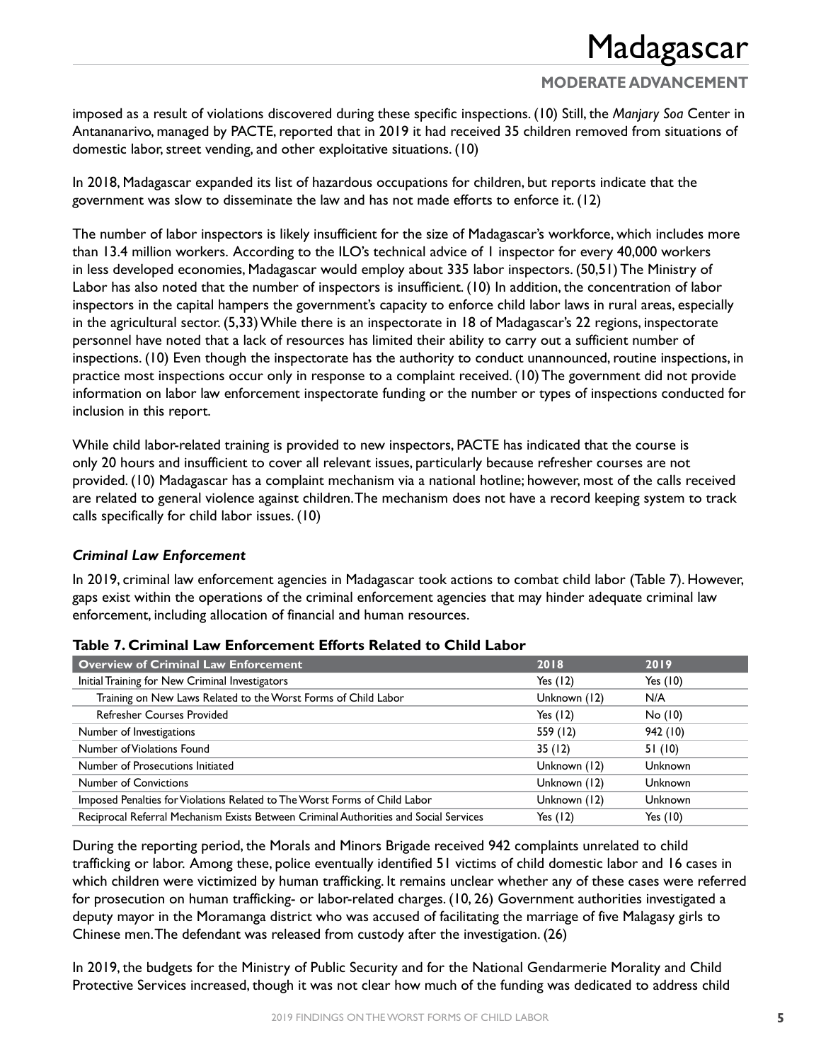imposed as a result of violations discovered during these specific inspections. (10) Still, the *Manjary Soa* Center in Antananarivo, managed by PACTE, reported that in 2019 it had received 35 children removed from situations of domestic labor, street vending, and other exploitative situations. (10)

In 2018, Madagascar expanded its list of hazardous occupations for children, but reports indicate that the government was slow to disseminate the law and has not made efforts to enforce it. (12)

The number of labor inspectors is likely insufficient for the size of Madagascar's workforce, which includes more than 13.4 million workers. According to the ILO's technical advice of 1 inspector for every 40,000 workers in less developed economies, Madagascar would employ about 335 labor inspectors. (50,51) The Ministry of Labor has also noted that the number of inspectors is insufficient. (10) In addition, the concentration of labor inspectors in the capital hampers the government's capacity to enforce child labor laws in rural areas, especially in the agricultural sector. (5,33) While there is an inspectorate in 18 of Madagascar's 22 regions, inspectorate personnel have noted that a lack of resources has limited their ability to carry out a sufficient number of inspections. (10) Even though the inspectorate has the authority to conduct unannounced, routine inspections, in practice most inspections occur only in response to a complaint received. (10) The government did not provide information on labor law enforcement inspectorate funding or the number or types of inspections conducted for inclusion in this report.

While child labor-related training is provided to new inspectors, PACTE has indicated that the course is only 20 hours and insufficient to cover all relevant issues, particularly because refresher courses are not provided. (10) Madagascar has a complaint mechanism via a national hotline; however, most of the calls received are related to general violence against children. The mechanism does not have a record keeping system to track calls specifically for child labor issues. (10)

### *Criminal Law Enforcement*

In 2019, criminal law enforcement agencies in Madagascar took actions to combat child labor (Table 7). However, gaps exist within the operations of the criminal enforcement agencies that may hinder adequate criminal law enforcement, including allocation of financial and human resources.

**Table 7. Criminal Law Enforcement Efforts Related to Child Labor**

| Overview of Criminal Law Enforcement | 2018 | 2019 |
|---|---|---|
| Initial Training for New Criminal Investigators | Yes (12) | Yes (10) |
| Training on New Laws Related to the Worst Forms of Child Labor | Unknown (12) | N/A |
| Refresher Courses Provided | Yes (12) | No (10) |
| Number of Investigations | 559 (12) | 942 (10) |
| Number of Violations Found | 35 (12) | 51 (10) |
| Number of Prosecutions Initiated | Unknown (12) | Unknown |
| Number of Convictions | Unknown (12) | Unknown |
| Imposed Penalties for Violations Related to The Worst Forms of Child Labor | Unknown (12) | Unknown |
| Reciprocal Referral Mechanism Exists Between Criminal Authorities and Social Services | Yes (12) | Yes (10) |

During the reporting period, the Morals and Minors Brigade received 942 complaints unrelated to child trafficking or labor. Among these, police eventually identified 51 victims of child domestic labor and 16 cases in which children were victimized by human trafficking. It remains unclear whether any of these cases were referred for prosecution on human trafficking- or labor-related charges. (10, 26) Government authorities investigated a deputy mayor in the Moramanga district who was accused of facilitating the marriage of five Malagasy girls to Chinese men. The defendant was released from custody after the investigation. (26)

In 2019, the budgets for the Ministry of Public Security and for the National Gendarmerie Morality and Child Protective Services increased, though it was not clear how much of the funding was dedicated to address child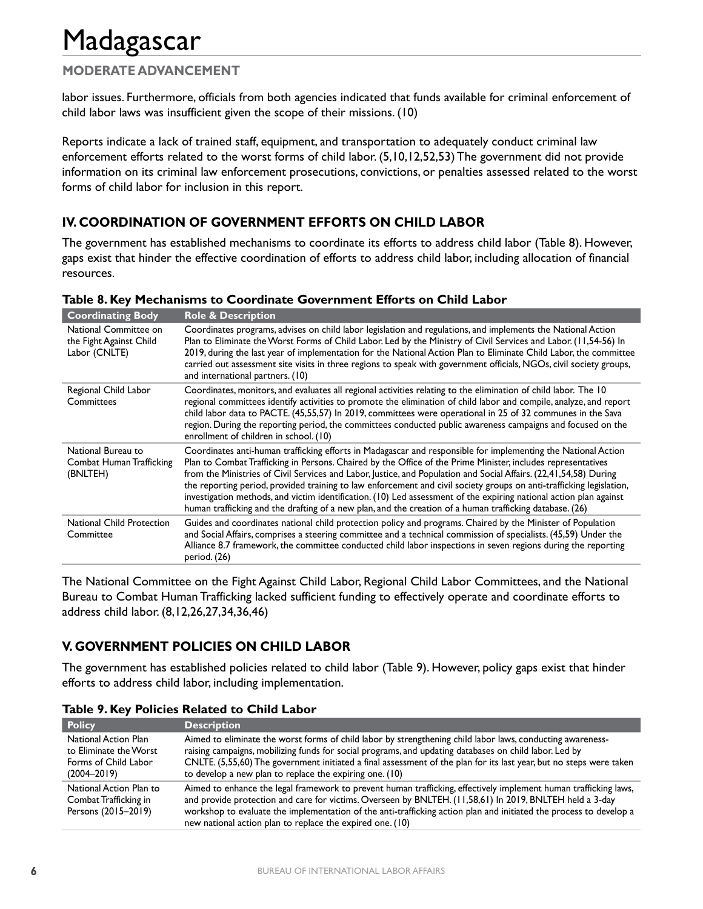labor issues. Furthermore, officials from both agencies indicated that funds available for criminal enforcement of child labor laws was insufficient given the scope of their missions. (10)

Reports indicate a lack of trained staff, equipment, and transportation to adequately conduct criminal law enforcement efforts related to the worst forms of child labor. (5,10,12,52,53) The government did not provide information on its criminal law enforcement prosecutions, convictions, or penalties assessed related to the worst forms of child labor for inclusion in this report.

## IV. COORDINATION OF GOVERNMENT EFFORTS ON CHILD LABOR

The government has established mechanisms to coordinate its efforts to address child labor (Table 8). However, gaps exist that hinder the effective coordination of efforts to address child labor, including allocation of financial resources.

**Table 8. Key Mechanisms to Coordinate Government Efforts on Child Labor**

| Coordinating Body | Role & Description |
|---|---|
| National Committee on the Fight Against Child Labor (CNLTE) | Coordinates programs, advises on child labor legislation and regulations, and implements the National Action Plan to Eliminate the Worst Forms of Child Labor. Led by the Ministry of Civil Services and Labor. (11,54-56) In 2019, during the last year of implementation for the National Action Plan to Eliminate Child Labor, the committee carried out assessment site visits in three regions to speak with government officials, NGOs, civil society groups, and international partners. (10) |
| Regional Child Labor Committees | Coordinates, monitors, and evaluates all regional activities relating to the elimination of child labor. The 10 regional committees identify activities to promote the elimination of child labor and compile, analyze, and report child labor data to PACTE. (45,55,57) In 2019, committees were operational in 25 of 32 communes in the Sava region. During the reporting period, the committees conducted public awareness campaigns and focused on the enrollment of children in school. (10) |
| National Bureau to Combat Human Trafficking (BNLTEH) | Coordinates anti-human trafficking efforts in Madagascar and responsible for implementing the National Action Plan to Combat Trafficking in Persons. Chaired by the Office of the Prime Minister, includes representatives from the Ministries of Civil Services and Labor, Justice, and Population and Social Affairs. (22,41,54,58) During the reporting period, provided training to law enforcement and civil society groups on anti-trafficking legislation, investigation methods, and victim identification. (10) Led assessment of the expiring national action plan against human trafficking and the drafting of a new plan, and the creation of a human trafficking database. (26) |
| National Child Protection Committee | Guides and coordinates national child protection policy and programs. Chaired by the Minister of Population and Social Affairs, comprises a steering committee and a technical commission of specialists. (45,59) Under the Alliance 8.7 framework, the committee conducted child labor inspections in seven regions during the reporting period. (26) |

The National Committee on the Fight Against Child Labor, Regional Child Labor Committees, and the National Bureau to Combat Human Trafficking lacked sufficient funding to effectively operate and coordinate efforts to address child labor. (8,12,26,27,34,36,46)

## V. GOVERNMENT POLICIES ON CHILD LABOR

The government has established policies related to child labor (Table 9). However, policy gaps exist that hinder efforts to address child labor, including implementation.

**Table 9. Key Policies Related to Child Labor**

| Policy | Description |
|---|---|
| National Action Plan to Eliminate the Worst Forms of Child Labor (2004–2019) | Aimed to eliminate the worst forms of child labor by strengthening child labor laws, conducting awareness-raising campaigns, mobilizing funds for social programs, and updating databases on child labor. Led by CNLTE. (5,55,60) The government initiated a final assessment of the plan for its last year, but no steps were taken to develop a new plan to replace the expiring one. (10) |
| National Action Plan to Combat Trafficking in Persons (2015–2019) | Aimed to enhance the legal framework to prevent human trafficking, effectively implement human trafficking laws, and provide protection and care for victims. Overseen by BNLTEH. (11,58,61) In 2019, BNLTEH held a 3-day workshop to evaluate the implementation of the anti-trafficking action plan and initiated the process to develop a new national action plan to replace the expired one. (10) |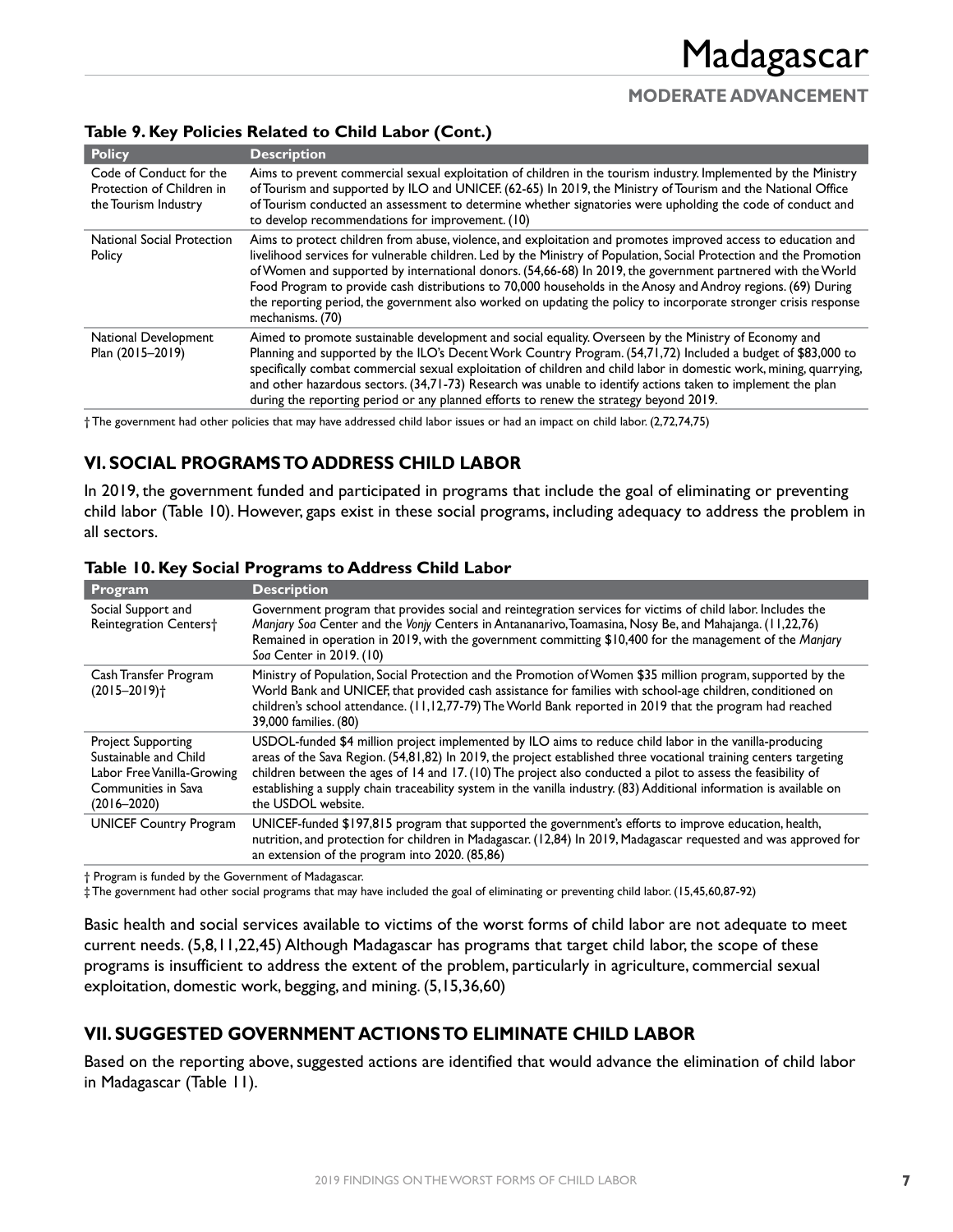### Table 9. Key Policies Related to Child Labor (Cont.)

| Policy | Description |
| --- | --- |
| Code of Conduct for the Protection of Children in the Tourism Industry | Aims to prevent commercial sexual exploitation of children in the tourism industry. Implemented by the Ministry of Tourism and supported by ILO and UNICEF. (62-65) In 2019, the Ministry of Tourism and the National Office of Tourism conducted an assessment to determine whether signatories were upholding the code of conduct and to develop recommendations for improvement. (10) |
| National Social Protection Policy | Aims to protect children from abuse, violence, and exploitation and promotes improved access to education and livelihood services for vulnerable children. Led by the Ministry of Population, Social Protection and the Promotion of Women and supported by international donors. (54,66-68) In 2019, the government partnered with the World Food Program to provide cash distributions to 70,000 households in the Anosy and Androy regions. (69) During the reporting period, the government also worked on updating the policy to incorporate stronger crisis response mechanisms. (70) |
| National Development Plan (2015–2019) | Aimed to promote sustainable development and social equality. Overseen by the Ministry of Economy and Planning and supported by the ILO's Decent Work Country Program. (54,71,72) Included a budget of $83,000 to specifically combat commercial sexual exploitation of children and child labor in domestic work, mining, quarrying, and other hazardous sectors. (34,71-73) Research was unable to identify actions taken to implement the plan during the reporting period or any planned efforts to renew the strategy beyond 2019. |

† The government had other policies that may have addressed child labor issues or had an impact on child labor. (2,72,74,75)

## VI. SOCIAL PROGRAMS TO ADDRESS CHILD LABOR

In 2019, the government funded and participated in programs that include the goal of eliminating or preventing child labor (Table 10). However, gaps exist in these social programs, including adequacy to address the problem in all sectors.

### Table 10. Key Social Programs to Address Child Labor

| Program | Description |
| --- | --- |
| Social Support and Reintegration Centers† | Government program that provides social and reintegration services for victims of child labor. Includes the *Manjary Soa* Center and the *Vonjy* Centers in Antananarivo, Toamasina, Nosy Be, and Mahajanga. (11,22,76) Remained in operation in 2019, with the government committing $10,400 for the management of the *Manjary Soa* Center in 2019. (10) |
| Cash Transfer Program (2015–2019)† | Ministry of Population, Social Protection and the Promotion of Women $35 million program, supported by the World Bank and UNICEF, that provided cash assistance for families with school-age children, conditioned on children's school attendance. (11,12,77-79) The World Bank reported in 2019 that the program had reached 39,000 families. (80) |
| Project Supporting Sustainable and Child Labor Free Vanilla-Growing Communities in Sava (2016–2020) | USDOL-funded $4 million project implemented by ILO aims to reduce child labor in the vanilla-producing areas of the Sava Region. (54,81,82) In 2019, the project established three vocational training centers targeting children between the ages of 14 and 17. (10) The project also conducted a pilot to assess the feasibility of establishing a supply chain traceability system in the vanilla industry. (83) Additional information is available on the USDOL website. |
| UNICEF Country Program | UNICEF-funded $197,815 program that supported the government's efforts to improve education, health, nutrition, and protection for children in Madagascar. (12,84) In 2019, Madagascar requested and was approved for an extension of the program into 2020. (85,86) |

† Program is funded by the Government of Madagascar.
‡ The government had other social programs that may have included the goal of eliminating or preventing child labor. (15,45,60,87-92)

Basic health and social services available to victims of the worst forms of child labor are not adequate to meet current needs. (5,8,11,22,45) Although Madagascar has programs that target child labor, the scope of these programs is insufficient to address the extent of the problem, particularly in agriculture, commercial sexual exploitation, domestic work, begging, and mining. (5,15,36,60)

## VII. SUGGESTED GOVERNMENT ACTIONS TO ELIMINATE CHILD LABOR

Based on the reporting above, suggested actions are identified that would advance the elimination of child labor in Madagascar (Table 11).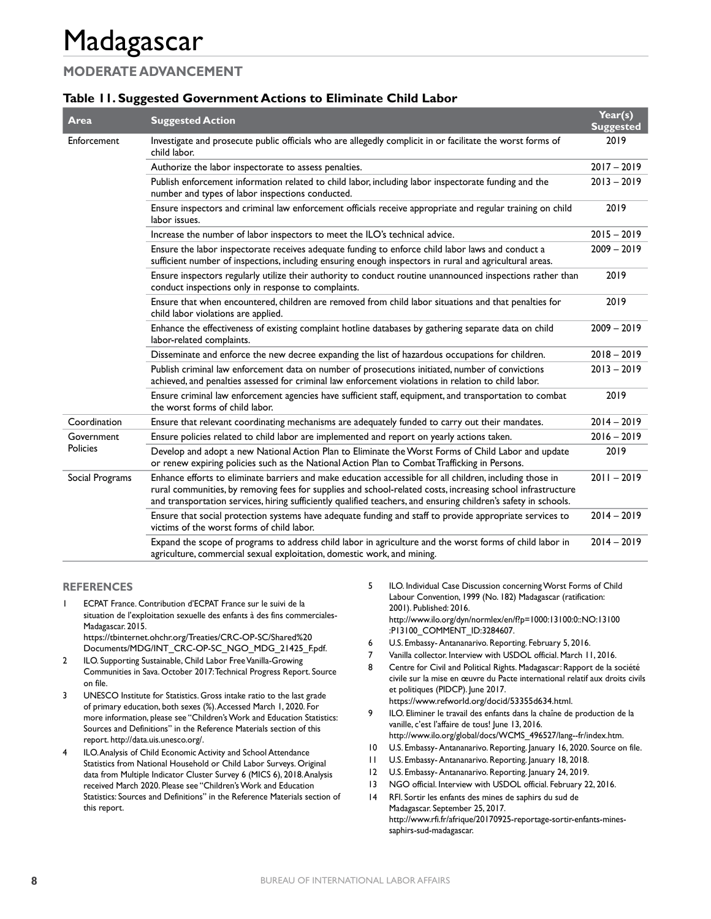# Madagascar

## MODERATE ADVANCEMENT

### Table 11. Suggested Government Actions to Eliminate Child Labor

| Area | Suggested Action | Year(s) Suggested |
|---|---|---|
| Enforcement | Investigate and prosecute public officials who are allegedly complicit in or facilitate the worst forms of child labor. | 2019 |
| | Authorize the labor inspectorate to assess penalties. | 2017 – 2019 |
| | Publish enforcement information related to child labor, including labor inspectorate funding and the number and types of labor inspections conducted. | 2013 – 2019 |
| | Ensure inspectors and criminal law enforcement officials receive appropriate and regular training on child labor issues. | 2019 |
| | Increase the number of labor inspectors to meet the ILO's technical advice. | 2015 – 2019 |
| | Ensure the labor inspectorate receives adequate funding to enforce child labor laws and conduct a sufficient number of inspections, including ensuring enough inspectors in rural and agricultural areas. | 2009 – 2019 |
| | Ensure inspectors regularly utilize their authority to conduct routine unannounced inspections rather than conduct inspections only in response to complaints. | 2019 |
| | Ensure that when encountered, children are removed from child labor situations and that penalties for child labor violations are applied. | 2019 |
| | Enhance the effectiveness of existing complaint hotline databases by gathering separate data on child labor-related complaints. | 2009 – 2019 |
| | Disseminate and enforce the new decree expanding the list of hazardous occupations for children. | 2018 – 2019 |
| | Publish criminal law enforcement data on number of prosecutions initiated, number of convictions achieved, and penalties assessed for criminal law enforcement violations in relation to child labor. | 2013 – 2019 |
| | Ensure criminal law enforcement agencies have sufficient staff, equipment, and transportation to combat the worst forms of child labor. | 2019 |
| Coordination | Ensure that relevant coordinating mechanisms are adequately funded to carry out their mandates. | 2014 – 2019 |
| Government Policies | Ensure policies related to child labor are implemented and report on yearly actions taken. | 2016 – 2019 |
| | Develop and adopt a new National Action Plan to Eliminate the Worst Forms of Child Labor and update or renew expiring policies such as the National Action Plan to Combat Trafficking in Persons. | 2019 |
| Social Programs | Enhance efforts to eliminate barriers and make education accessible for all children, including those in rural communities, by removing fees for supplies and school-related costs, increasing school infrastructure and transportation services, hiring sufficiently qualified teachers, and ensuring children's safety in schools. | 2011 – 2019 |
| | Ensure that social protection systems have adequate funding and staff to provide appropriate services to victims of the worst forms of child labor. | 2014 – 2019 |
| | Expand the scope of programs to address child labor in agriculture and the worst forms of child labor in agriculture, commercial sexual exploitation, domestic work, and mining. | 2014 – 2019 |

## REFERENCES

1. ECPAT France. Contribution d'ECPAT France sur le suivi de la situation de l'exploitation sexuelle des enfants à des fins commerciales- Madagascar. 2015. https://tbinternet.ohchr.org/Treaties/CRC-OP-SC/Shared%20Documents/MDG/INT_CRC-OP-SC_NGO_MDG_21425_F.pdf.
2. ILO. Supporting Sustainable, Child Labor Free Vanilla-Growing Communities in Sava. October 2017: Technical Progress Report. Source on file.
3. UNESCO Institute for Statistics. Gross intake ratio to the last grade of primary education, both sexes (%). Accessed March 1, 2020. For more information, please see "Children's Work and Education Statistics: Sources and Definitions" in the Reference Materials section of this report. http://data.uis.unesco.org/.
4. ILO. Analysis of Child Economic Activity and School Attendance Statistics from National Household or Child Labor Surveys. Original data from Multiple Indicator Cluster Survey 6 (MICS 6), 2018. Analysis received March 2020. Please see "Children's Work and Education Statistics: Sources and Definitions" in the Reference Materials section of this report.
5. ILO. Individual Case Discussion concerning Worst Forms of Child Labour Convention, 1999 (No. 182) Madagascar (ratification: 2001). Published: 2016. http://www.ilo.org/dyn/normlex/en/f?p=1000:13100:0::NO:13100:P13100_COMMENT_ID:3284607.
6. U.S. Embassy- Antananarivo. Reporting. February 5, 2016.
7. Vanilla collector. Interview with USDOL official. March 11, 2016.
8. Centre for Civil and Political Rights. Madagascar: Rapport de la société civile sur la mise en œuvre du Pacte international relatif aux droits civils et politiques (PIDCP). June 2017. https://www.refworld.org/docid/53355d634.html.
9. ILO. Eliminer le travail des enfants dans la chaîne de production de la vanille, c'est l'affaire de tous! June 13, 2016. http://www.ilo.org/global/docs/WCMS_496527/lang--fr/index.htm.
10. U.S. Embassy- Antananarivo. Reporting. January 16, 2020. Source on file.
11. U.S. Embassy- Antananarivo. Reporting. January 18, 2018.
12. U.S. Embassy- Antananarivo. Reporting. January 24, 2019.
13. NGO official. Interview with USDOL official. February 22, 2016.
14. RFI. Sortir les enfants des mines de saphirs du sud de Madagascar. September 25, 2017. http://www.rfi.fr/afrique/20170925-reportage-sortir-enfants-mines-saphirs-sud-madagascar.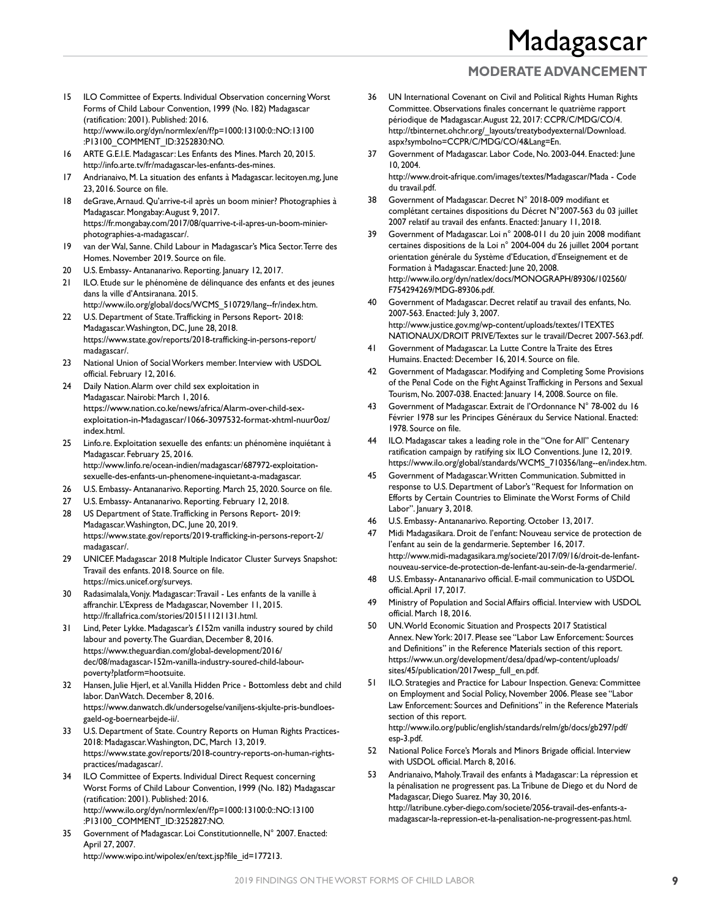15 ILO Committee of Experts. Individual Observation concerning Worst Forms of Child Labour Convention, 1999 (No. 182) Madagascar (ratification: 2001). Published: 2016. http://www.ilo.org/dyn/normlex/en/f?p=1000:13100:0::NO:13100:P13100_COMMENT_ID:3252830:NO.
16 ARTE G.E.I.E. Madagascar: Les Enfants des Mines. March 20, 2015. http://info.arte.tv/fr/madagascar-les-enfants-des-mines.
17 Andrianaivo, M. La situation des enfants à Madagascar. lecitoyen.mg, June 23, 2016. Source on file.
18 deGrave, Arnaud. Qu'arrive-t-il après un boom minier? Photographies à Madagascar. Mongabay: August 9, 2017. https://fr.mongabay.com/2017/08/quarrive-t-il-apres-un-boom-minier-photographies-a-madagascar/.
19 van der Wal, Sanne. Child Labour in Madagascar's Mica Sector. Terre des Homes. November 2019. Source on file.
20 U.S. Embassy- Antananarivo. Reporting. January 12, 2017.
21 ILO. Etude sur le phénomène de délinquance des enfants et des jeunes dans la ville d'Antsiranana. 2015. http://www.ilo.org/global/docs/WCMS_510729/lang--fr/index.htm.
22 U.S. Department of State. Trafficking in Persons Report- 2018: Madagascar. Washington, DC, June 28, 2018. https://www.state.gov/reports/2018-trafficking-in-persons-report/madagascar/.
23 National Union of Social Workers member. Interview with USDOL official. February 12, 2016.
24 Daily Nation. Alarm over child sex exploitation in Madagascar. Nairobi: March 1, 2016. https://www.nation.co.ke/news/africa/Alarm-over-child-sex-exploitation-in-Madagascar/1066-3097532-format-xhtml-nuur0oz/index.html.
25 Linfo.re. Exploitation sexuelle des enfants: un phénomène inquiétant à Madagascar. February 25, 2016. http://www.linfo.re/ocean-indien/madagascar/687972-exploitation-sexuelle-des-enfants-un-phenomene-inquietant-a-madagascar.
26 U.S. Embassy- Antananarivo. Reporting. March 25, 2020. Source on file.
27 U.S. Embassy- Antananarivo. Reporting. February 12, 2018.
28 US Department of State. Trafficking in Persons Report- 2019: Madagascar. Washington, DC, June 20, 2019. https://www.state.gov/reports/2019-trafficking-in-persons-report-2/madagascar/.
29 UNICEF. Madagascar 2018 Multiple Indicator Cluster Surveys Snapshot: Travail des enfants. 2018. Source on file. https://mics.unicef.org/surveys.
30 Radasimalala, Vonjy. Madagascar: Travail - Les enfants de la vanille à affranchir. L'Express de Madagascar, November 11, 2015. http://fr.allafrica.com/stories/201511121131.html.
31 Lind, Peter Lykke. Madagascar's £152m vanilla industry soured by child labour and poverty. The Guardian, December 8, 2016. https://www.theguardian.com/global-development/2016/dec/08/madagascar-152m-vanilla-industry-soured-child-labour-poverty?platform=hootsuite.
32 Hansen, Julie Hjerl, et al. Vanilla Hidden Price - Bottomless debt and child labor. DanWatch. December 8, 2016. https://www.danwatch.dk/undersogelse/vaniljens-skjulte-pris-bundloes-gaeld-og-boernearbejde-ii/.
33 U.S. Department of State. Country Reports on Human Rights Practices- 2018: Madagascar. Washington, DC, March 13, 2019. https://www.state.gov/reports/2018-country-reports-on-human-rights-practices/madagascar/.
34 ILO Committee of Experts. Individual Direct Request concerning Worst Forms of Child Labour Convention, 1999 (No. 182) Madagascar (ratification: 2001). Published: 2016. http://www.ilo.org/dyn/normlex/en/f?p=1000:13100:0::NO:13100:P13100_COMMENT_ID:3252827:NO.
35 Government of Madagascar. Loi Constitutionnelle, N° 2007. Enacted: April 27, 2007. http://www.wipo.int/wipolex/en/text.jsp?file_id=177213.
36 UN International Covenant on Civil and Political Rights Human Rights Committee. Observations finales concernant le quatrième rapport périodique de Madagascar. August 22, 2017: CCPR/C/MDG/CO/4. http://tbinternet.ohchr.org/_layouts/treatybodyexternal/Download.aspx?symbolno=CCPR/C/MDG/CO/4&Lang=En.
37 Government of Madagascar. Labor Code, No. 2003-044. Enacted: June 10, 2004. http://www.droit-afrique.com/images/textes/Madagascar/Mada - Code du travail.pdf.
38 Government of Madagascar. Decret N° 2018-009 modifiant et complétant certaines dispositions du Décret N°2007-563 du 03 juillet 2007 relatif au travail des enfants. Enacted: January 11, 2018.
39 Government of Madagascar. Loi n° 2008-011 du 20 juin 2008 modifiant certaines dispositions de la Loi n° 2004-004 du 26 juillet 2004 portant orientation générale du Système d'Education, d'Enseignement et de Formation à Madagascar. Enacted: June 20, 2008. http://www.ilo.org/dyn/natlex/docs/MONOGRAPH/89306/102560/F754294269/MDG-89306.pdf.
40 Government of Madagascar. Decret relatif au travail des enfants, No. 2007-563. Enacted: July 3, 2007. http://www.justice.gov.mg/wp-content/uploads/textes/1TEXTES NATIONAUX/DROIT PRIVE/Textes sur le travail/Decret 2007-563.pdf.
41 Government of Madagascar. La Lutte Contre la Traite des Etres Humains. Enacted: December 16, 2014. Source on file.
42 Government of Madagascar. Modifying and Completing Some Provisions of the Penal Code on the Fight Against Trafficking in Persons and Sexual Tourism, No. 2007-038. Enacted: January 14, 2008. Source on file.
43 Government of Madagascar. Extrait de l'Ordonnance N° 78-002 du 16 Février 1978 sur les Principes Généraux du Service National. Enacted: 1978. Source on file.
44 ILO. Madagascar takes a leading role in the "One for All" Centenary ratification campaign by ratifying six ILO Conventions. June 12, 2019. https://www.ilo.org/global/standards/WCMS_710356/lang--en/index.htm.
45 Government of Madagascar. Written Communication. Submitted in response to U.S. Department of Labor's "Request for Information on Efforts by Certain Countries to Eliminate the Worst Forms of Child Labor". January 3, 2018.
46 U.S. Embassy- Antananarivo. Reporting. October 13, 2017.
47 Midi Madagasikara. Droit de l'enfant: Nouveau service de protection de l'enfant au sein de la gendarmerie. September 16, 2017. http://www.midi-madagasikara.mg/societe/2017/09/16/droit-de-lenfant-nouveau-service-de-protection-de-lenfant-au-sein-de-la-gendarmerie/.
48 U.S. Embassy- Antananarivo official. E-mail communication to USDOL official. April 17, 2017.
49 Ministry of Population and Social Affairs official. Interview with USDOL official. March 18, 2016.
50 UN. World Economic Situation and Prospects 2017 Statistical Annex. New York: 2017. Please see "Labor Law Enforcement: Sources and Definitions" in the Reference Materials section of this report. https://www.un.org/development/desa/dpad/wp-content/uploads/sites/45/publication/2017wesp_full_en.pdf.
51 ILO. Strategies and Practice for Labour Inspection. Geneva: Committee on Employment and Social Policy, November 2006. Please see "Labor Law Enforcement: Sources and Definitions" in the Reference Materials section of this report. http://www.ilo.org/public/english/standards/relm/gb/docs/gb297/pdf/esp-3.pdf.
52 National Police Force's Morals and Minors Brigade official. Interview with USDOL official. March 8, 2016.
53 Andrianaivo, Maholy. Travail des enfants à Madagascar: La répression et la pénalisation ne progressent pas. La Tribune de Diego et du Nord de Madagascar, Diego Suarez. May 30, 2016. http://latribune.cyber-diego.com/societe/2056-travail-des-enfants-a-madagascar-la-repression-et-la-penalisation-ne-progressent-pas.html.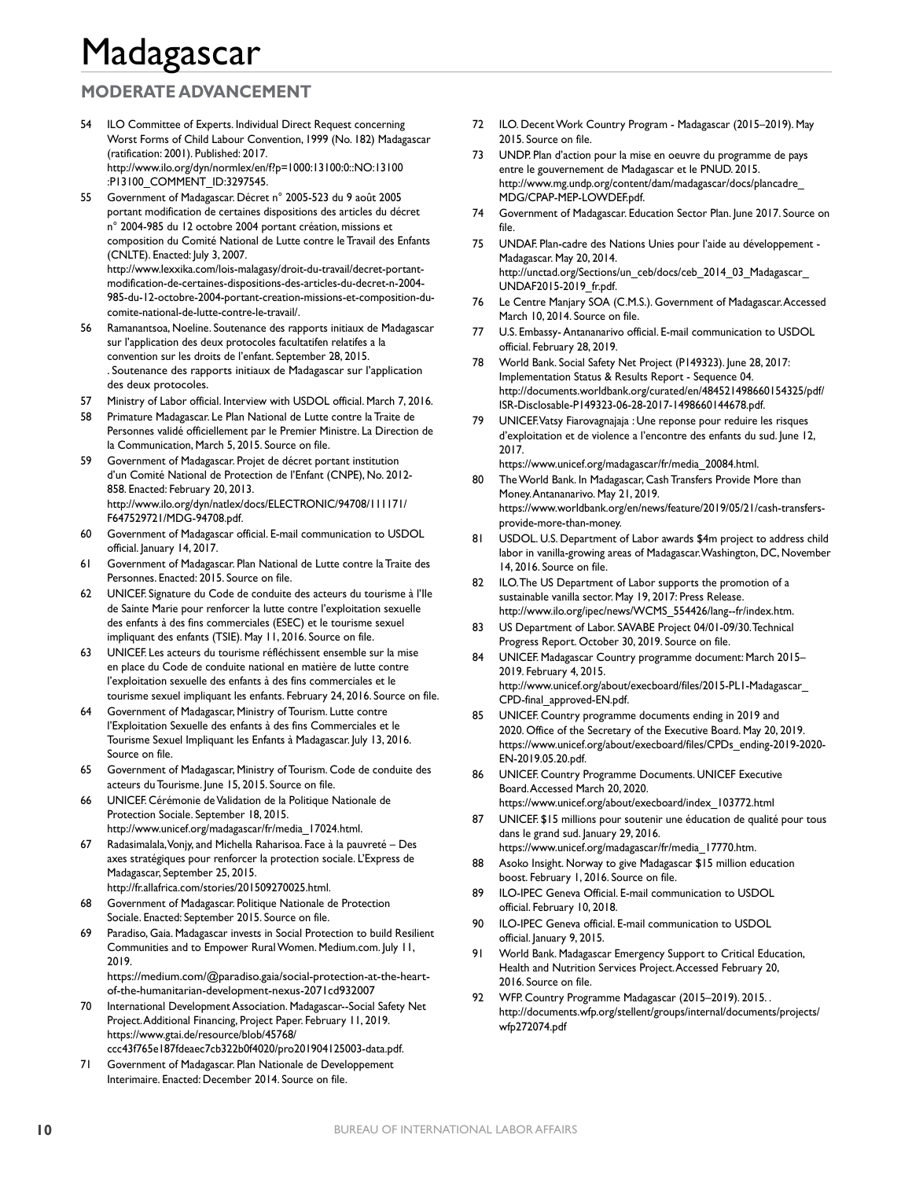# Madagascar

## MODERATE ADVANCEMENT

54 ILO Committee of Experts. Individual Direct Request concerning Worst Forms of Child Labour Convention, 1999 (No. 182) Madagascar (ratification: 2001). Published: 2017. http://www.ilo.org/dyn/normlex/en/f?p=1000:13100:0::NO:13100:P13100_COMMENT_ID:3297545.

55 Government of Madagascar. Décret n° 2005-523 du 9 août 2005 portant modification de certaines dispositions des articles du décret n° 2004-985 du 12 octobre 2004 portant création, missions et composition du Comité National de Lutte contre le Travail des Enfants (CNLTE). Enacted: July 3, 2007. http://www.lexxika.com/lois-malagasy/droit-du-travail/decret-portant-modification-de-certaines-dispositions-des-articles-du-decret-n-2004-985-du-12-octobre-2004-portant-creation-missions-et-composition-du-comite-national-de-lutte-contre-le-travail/.

56 Ramanantsoa, Noeline. Soutenance des rapports initiaux de Madagascar sur l'application des deux protocoles facultatifen relatifs a la convention sur les droits de l'enfant. September 28, 2015. . Soutenance des rapports initiaux de Madagascar sur l'application des deux protocoles.

57 Ministry of Labor official. Interview with USDOL official. March 7, 2016.

58 Primature Madagascar. Le Plan National de Lutte contre la Traite de Personnes validé officiellement par le Premier Ministre. La Direction de la Communication, March 5, 2015. Source on file.

59 Government of Madagascar. Projet de décret portant institution d'un Comité National de Protection de l'Enfant (CNPE), No. 2012-858. Enacted: February 20, 2013. http://www.ilo.org/dyn/natlex/docs/ELECTRONIC/94708/111171/F647529721/MDG-94708.pdf.

60 Government of Madagascar official. E-mail communication to USDOL official. January 14, 2017.

61 Government of Madagascar. Plan National de Lutte contre la Traite des Personnes. Enacted: 2015. Source on file.

62 UNICEF. Signature du Code de conduite des acteurs du tourisme à l'Ile de Sainte Marie pour renforcer la lutte contre l'exploitation sexuelle des enfants à des fins commerciales (ESEC) et le tourisme sexuel impliquant des enfants (TSIE). May 11, 2016. Source on file.

63 UNICEF. Les acteurs du tourisme rééfléchissent ensemble sur la mise en place du Code de conduite national en matière de lutte contre l'exploitation sexuelle des enfants à des fins commerciales et le tourisme sexuel impliquant les enfants. February 24, 2016. Source on file.

64 Government of Madagascar, Ministry of Tourism. Lutte contre l'Exploitation Sexuelle des enfants à des fins Commerciales et le Tourisme Sexuel Impliquant les Enfants à Madagascar. July 13, 2016. Source on file.

65 Government of Madagascar, Ministry of Tourism. Code de conduite des acteurs du Tourisme. June 15, 2015. Source on file.

66 UNICEF. Cérémonie de Validation de la Politique Nationale de Protection Sociale. September 18, 2015. http://www.unicef.org/madagascar/fr/media_17024.html.

67 Radasimalala, Vonjy, and Michella Raharisoa. Face à la pauvreté – Des axes stratégiques pour renforcer la protection sociale. L'Express de Madagascar, September 25, 2015. http://fr.allafrica.com/stories/201509270025.html.

68 Government of Madagascar. Politique Nationale de Protection Sociale. Enacted: September 2015. Source on file.

69 Paradiso, Gaia. Madagascar invests in Social Protection to build Resilient Communities and to Empower Rural Women. Medium.com. July 11, 2019. https://medium.com/@paradiso.gaia/social-protection-at-the-heart-of-the-humanitarian-development-nexus-2071cd932007

70 International Development Association. Madagascar--Social Safety Net Project. Additional Financing, Project Paper. February 11, 2019. https://www.gtai.de/resource/blob/45768/ccc43f765e187fdeaec7cb322b0f4020/pro201904125003-data.pdf.

71 Government of Madagascar. Plan Nationale de Developpement Interimaire. Enacted: December 2014. Source on file.

72 ILO. Decent Work Country Program - Madagascar (2015–2019). May 2015. Source on file.

73 UNDP. Plan d'action pour la mise en oeuvre du programme de pays entre le gouvernement de Madagascar et le PNUD. 2015. http://www.mg.undp.org/content/dam/madagascar/docs/plancadre_MDG/CPAP-MEP-LOWDEF.pdf.

74 Government of Madagascar. Education Sector Plan. June 2017. Source on file.

75 UNDAF. Plan-cadre des Nations Unies pour l'aide au développement - Madagascar. May 20, 2014. http://unctad.org/Sections/un_ceb/docs/ceb_2014_03_Madagascar_UNDAF2015-2019_fr.pdf.

76 Le Centre Manjary SOA (C.M.S.). Government of Madagascar. Accessed March 10, 2014. Source on file.

77 U.S. Embassy- Antananarivo official. E-mail communication to USDOL official. February 28, 2019.

78 World Bank. Social Safety Net Project (P149323). June 28, 2017: Implementation Status & Results Report - Sequence 04. http://documents.worldbank.org/curated/en/484521498660154325/pdf/ISR-Disclosable-P149323-06-28-2017-1498660144678.pdf.

79 UNICEF. Vatsy Fiarovagnajaja : Une reponse pour reduire les risques d'exploitation et de violence a l'encontre des enfants du sud. June 12, 2017. https://www.unicef.org/madagascar/fr/media_20084.html.

80 The World Bank. In Madagascar, Cash Transfers Provide More than Money. Antananarivo. May 21, 2019. https://www.worldbank.org/en/news/feature/2019/05/21/cash-transfers-provide-more-than-money.

81 USDOL. U.S. Department of Labor awards $4m project to address child labor in vanilla-growing areas of Madagascar. Washington, DC, November 14, 2016. Source on file.

82 ILO. The US Department of Labor supports the promotion of a sustainable vanilla sector. May 19, 2017: Press Release. http://www.ilo.org/ipec/news/WCMS_554426/lang--fr/index.htm.

83 US Department of Labor. SAVABE Project 04/01-09/30. Technical Progress Report. October 30, 2019. Source on file.

84 UNICEF. Madagascar Country programme document: March 2015–2019. February 4, 2015. http://www.unicef.org/about/execboard/files/2015-PL1-Madagascar_CPD-final_approved-EN.pdf.

85 UNICEF. Country programme documents ending in 2019 and 2020. Office of the Secretary of the Executive Board. May 20, 2019. https://www.unicef.org/about/execboard/files/CPDs_ending-2019-2020-EN-2019.05.20.pdf.

86 UNICEF. Country Programme Documents. UNICEF Executive Board. Accessed March 20, 2020. https://www.unicef.org/about/execboard/index_103772.html

87 UNICEF. $15 millions pour soutenir une éducation de qualité pour tous dans le grand sud. January 29, 2016. https://www.unicef.org/madagascar/fr/media_17770.htm.

88 Asoko Insight. Norway to give Madagascar $15 million education boost. February 1, 2016. Source on file.

89 ILO-IPEC Geneva Official. E-mail communication to USDOL official. February 10, 2018.

90 ILO-IPEC Geneva official. E-mail communication to USDOL official. January 9, 2015.

91 World Bank. Madagascar Emergency Support to Critical Education, Health and Nutrition Services Project. Accessed February 20, 2016. Source on file.

92 WFP. Country Programme Madagascar (2015–2019). 2015. . http://documents.wfp.org/stellent/groups/internal/documents/projects/wfp272074.pdf